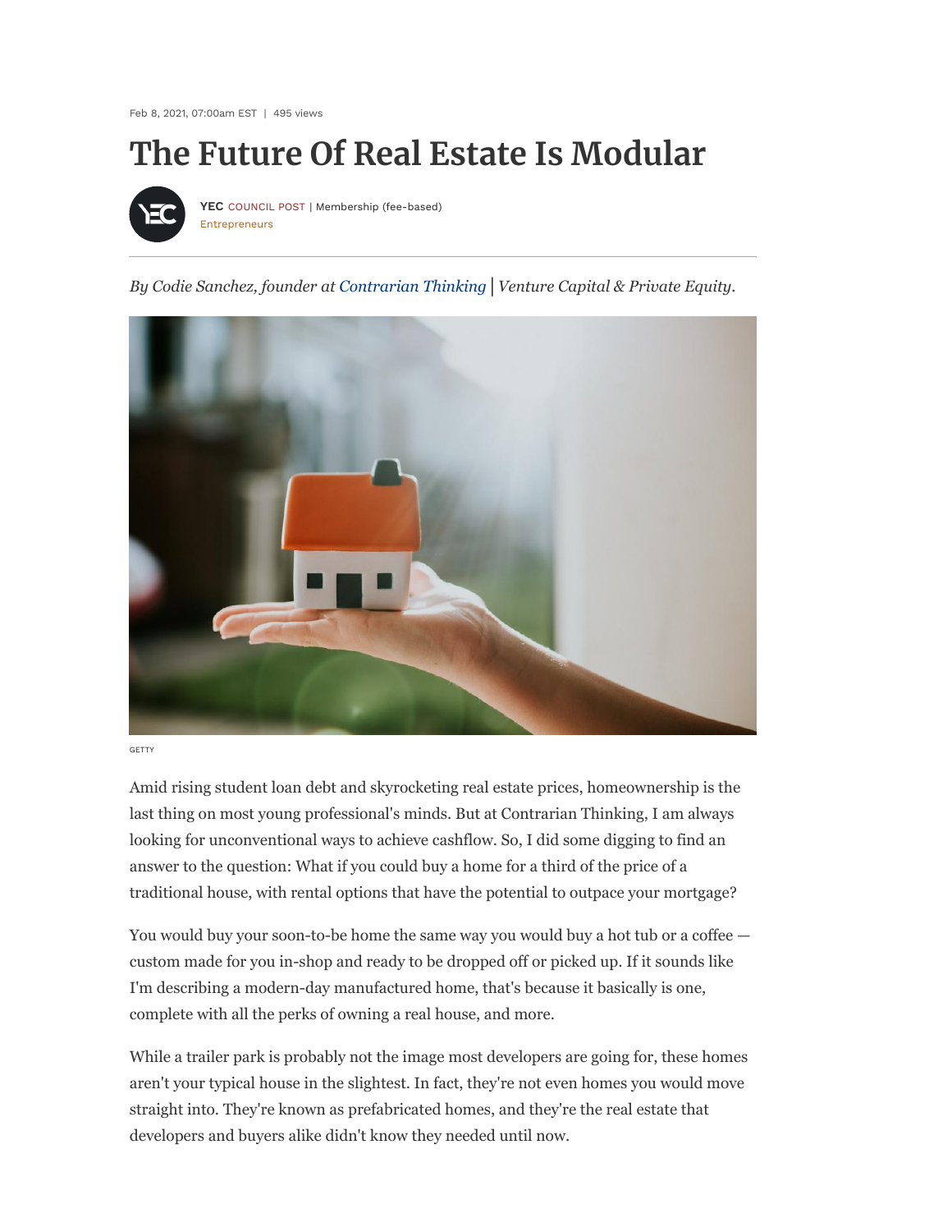Feb 8, 2021, 07:00am EST | 495 views

# The Future Of Real Estate Is Modular

**YEC** COUNCIL POST | Membership (fee-based)
Entrepreneurs

*By Codie Sanchez, founder at Contrarian Thinking | Venture Capital & Private Equity.*

GETTY

Amid rising student loan debt and skyrocketing real estate prices, homeownership is the last thing on most young professional's minds. But at Contrarian Thinking, I am always looking for unconventional ways to achieve cashflow. So, I did some digging to find an answer to the question: What if you could buy a home for a third of the price of a traditional house, with rental options that have the potential to outpace your mortgage?

You would buy your soon-to-be home the same way you would buy a hot tub or a coffee — custom made for you in-shop and ready to be dropped off or picked up. If it sounds like I'm describing a modern-day manufactured home, that's because it basically is one, complete with all the perks of owning a real house, and more.

While a trailer park is probably not the image most developers are going for, these homes aren't your typical house in the slightest. In fact, they're not even homes you would move straight into. They're known as prefabricated homes, and they're the real estate that developers and buyers alike didn't know they needed until now.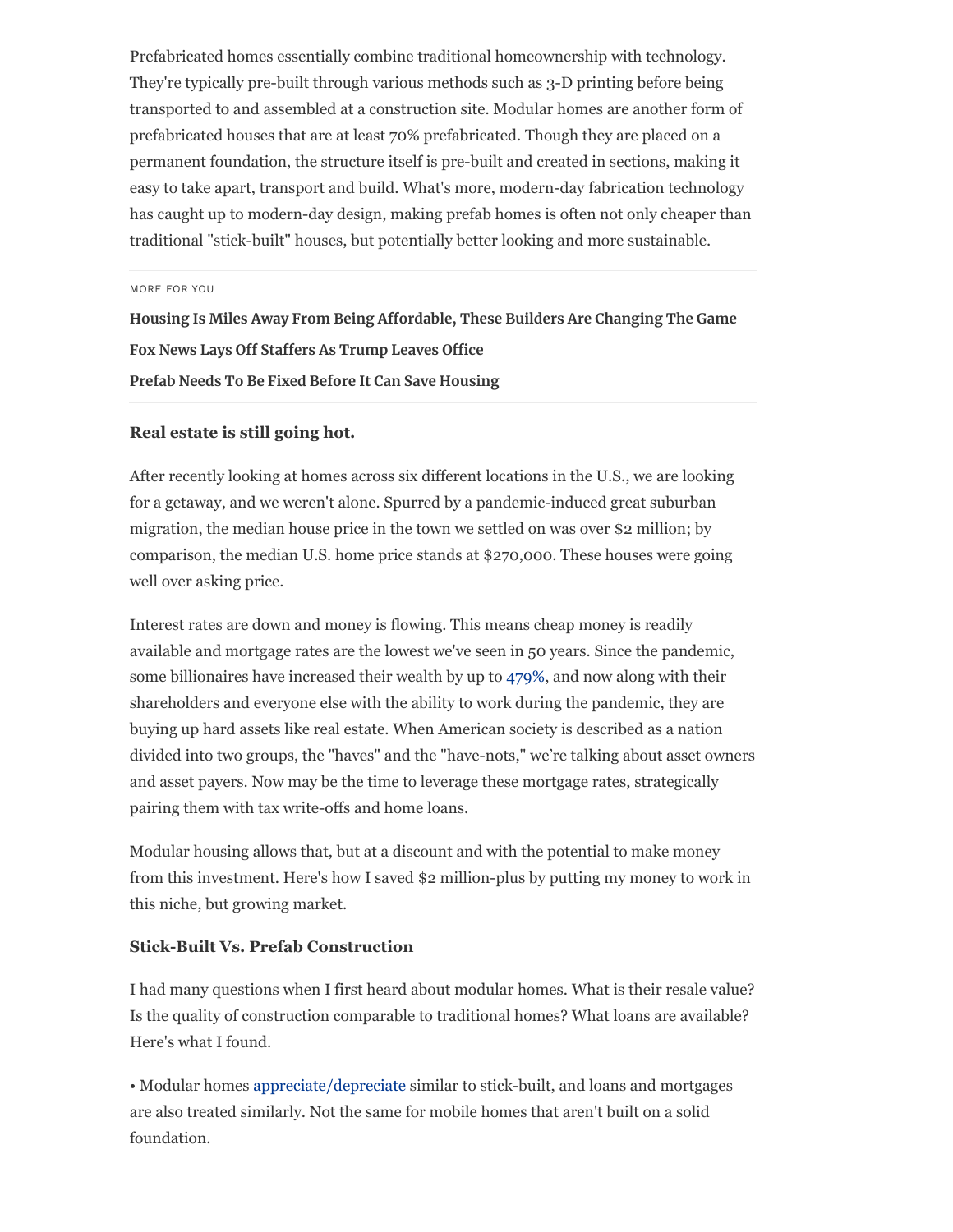Prefabricated homes essentially combine traditional homeownership with technology. They're typically pre-built through various methods such as 3-D printing before being transported to and assembled at a construction site. Modular homes are another form of prefabricated houses that are at least 70% prefabricated. Though they are placed on a permanent foundation, the structure itself is pre-built and created in sections, making it easy to take apart, transport and build. What's more, modern-day fabrication technology has caught up to modern-day design, making prefab homes is often not only cheaper than traditional "stick-built" houses, but potentially better looking and more sustainable.

MORE FOR YOU

**Housing Is Miles Away From Being Affordable, These Builders Are Changing The Game**

**Fox News Lays Off Staffers As Trump Leaves Office**

**Prefab Needs To Be Fixed Before It Can Save Housing**

**Real estate is still going hot.**

After recently looking at homes across six different locations in the U.S., we are looking for a getaway, and we weren't alone. Spurred by a pandemic-induced great suburban migration, the median house price in the town we settled on was over $2 million; by comparison, the median U.S. home price stands at $270,000. These houses were going well over asking price.

Interest rates are down and money is flowing. This means cheap money is readily available and mortgage rates are the lowest we've seen in 50 years. Since the pandemic, some billionaires have increased their wealth by up to 479%, and now along with their shareholders and everyone else with the ability to work during the pandemic, they are buying up hard assets like real estate. When American society is described as a nation divided into two groups, the "haves" and the "have-nots," we're talking about asset owners and asset payers. Now may be the time to leverage these mortgage rates, strategically pairing them with tax write-offs and home loans.

Modular housing allows that, but at a discount and with the potential to make money from this investment. Here's how I saved $2 million-plus by putting my money to work in this niche, but growing market.

**Stick-Built Vs. Prefab Construction**

I had many questions when I first heard about modular homes. What is their resale value? Is the quality of construction comparable to traditional homes? What loans are available? Here's what I found.

• Modular homes appreciate/depreciate similar to stick-built, and loans and mortgages are also treated similarly. Not the same for mobile homes that aren't built on a solid foundation.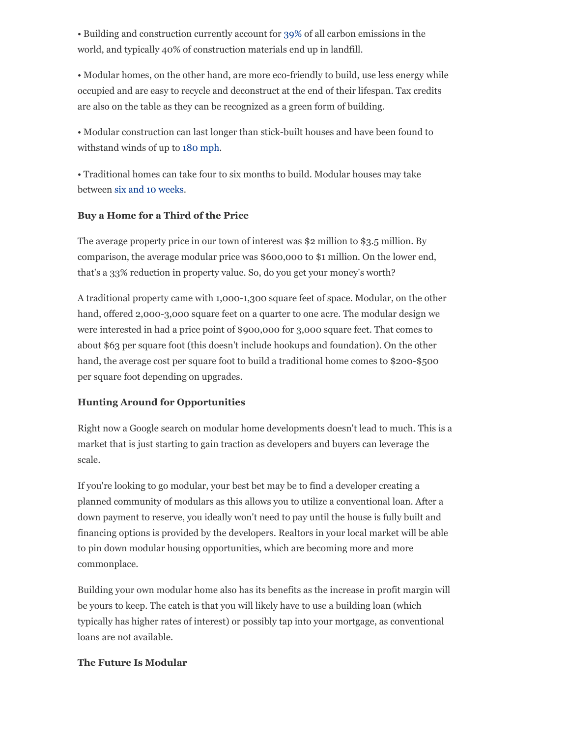• Building and construction currently account for 39% of all carbon emissions in the world, and typically 40% of construction materials end up in landfill.

• Modular homes, on the other hand, are more eco-friendly to build, use less energy while occupied and are easy to recycle and deconstruct at the end of their lifespan. Tax credits are also on the table as they can be recognized as a green form of building.

• Modular construction can last longer than stick-built houses and have been found to withstand winds of up to 180 mph.

• Traditional homes can take four to six months to build. Modular houses may take between six and 10 weeks.

**Buy a Home for a Third of the Price**

The average property price in our town of interest was $2 million to $3.5 million. By comparison, the average modular price was $600,000 to $1 million. On the lower end, that's a 33% reduction in property value. So, do you get your money's worth?

A traditional property came with 1,000-1,300 square feet of space. Modular, on the other hand, offered 2,000-3,000 square feet on a quarter to one acre. The modular design we were interested in had a price point of $900,000 for 3,000 square feet. That comes to about $63 per square foot (this doesn't include hookups and foundation). On the other hand, the average cost per square foot to build a traditional home comes to $200-$500 per square foot depending on upgrades.

**Hunting Around for Opportunities**

Right now a Google search on modular home developments doesn't lead to much. This is a market that is just starting to gain traction as developers and buyers can leverage the scale.

If you're looking to go modular, your best bet may be to find a developer creating a planned community of modulars as this allows you to utilize a conventional loan. After a down payment to reserve, you ideally won't need to pay until the house is fully built and financing options is provided by the developers. Realtors in your local market will be able to pin down modular housing opportunities, which are becoming more and more commonplace.

Building your own modular home also has its benefits as the increase in profit margin will be yours to keep. The catch is that you will likely have to use a building loan (which typically has higher rates of interest) or possibly tap into your mortgage, as conventional loans are not available.

**The Future Is Modular**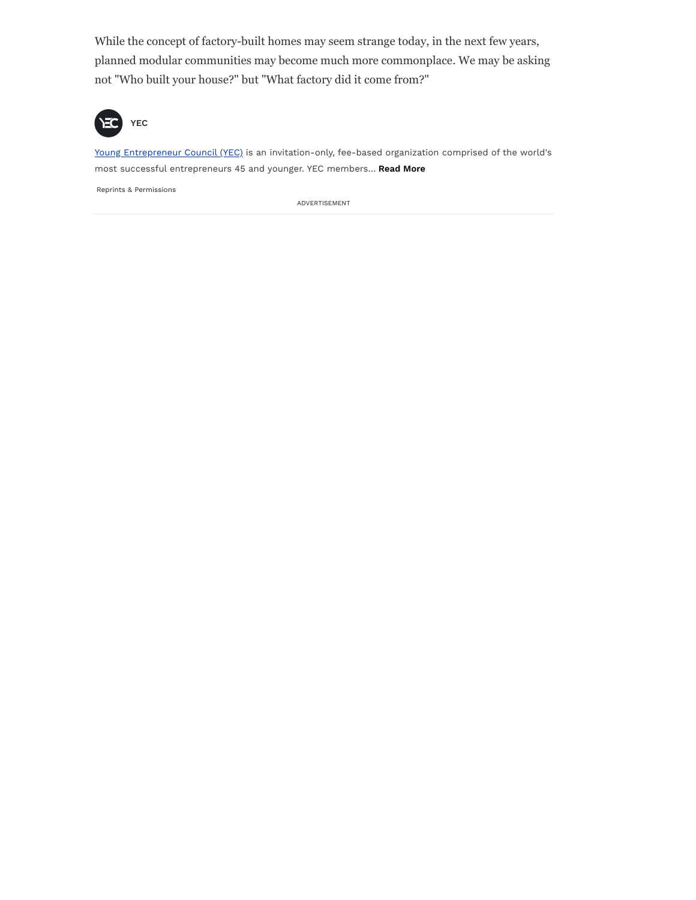While the concept of factory-built homes may seem strange today, in the next few years, planned modular communities may become much more commonplace. We may be asking not "Who built your house?" but "What factory did it come from?"

**YEC**

[Young Entrepreneur Council (YEC)](#) is an invitation-only, fee-based organization comprised of the world's most successful entrepreneurs 45 and younger. YEC members... **Read More**

Reprints & Permissions

ADVERTISEMENT